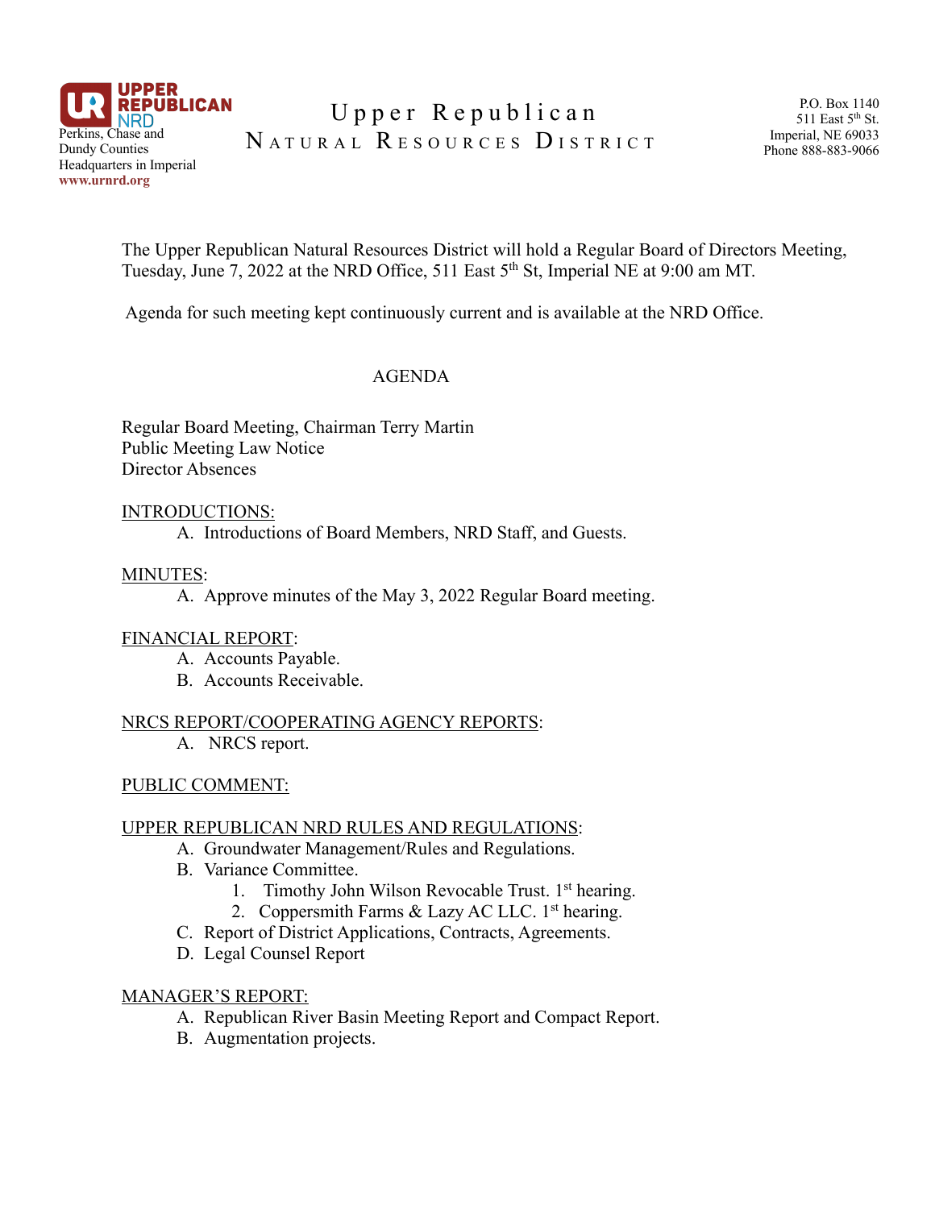UPPER REPUBLICAN NRD

Perkins, Chase and Dundy Counties
Headquarters in Imperial
**www.urnrd.org**

# Upper Republican
# Natural Resources District

P.O. Box 1140
511 East 5th St.
Imperial, NE 69033
Phone 888-883-9066

The Upper Republican Natural Resources District will hold a Regular Board of Directors Meeting, Tuesday, June 7, 2022 at the NRD Office, 511 East 5th St, Imperial NE at 9:00 am MT.

Agenda for such meeting kept continuously current and is available at the NRD Office.

## AGENDA

Regular Board Meeting, Chairman Terry Martin
Public Meeting Law Notice
Director Absences

INTRODUCTIONS:

A. Introductions of Board Members, NRD Staff, and Guests.

MINUTES:

A. Approve minutes of the May 3, 2022 Regular Board meeting.

FINANCIAL REPORT:

A. Accounts Payable.
B. Accounts Receivable.

NRCS REPORT/COOPERATING AGENCY REPORTS:

A. NRCS report.

PUBLIC COMMENT:

UPPER REPUBLICAN NRD RULES AND REGULATIONS:

A. Groundwater Management/Rules and Regulations.
B. Variance Committee.
   1. Timothy John Wilson Revocable Trust. 1st hearing.
   2. Coppersmith Farms & Lazy AC LLC. 1st hearing.
C. Report of District Applications, Contracts, Agreements.
D. Legal Counsel Report

MANAGER'S REPORT:

A. Republican River Basin Meeting Report and Compact Report.
B. Augmentation projects.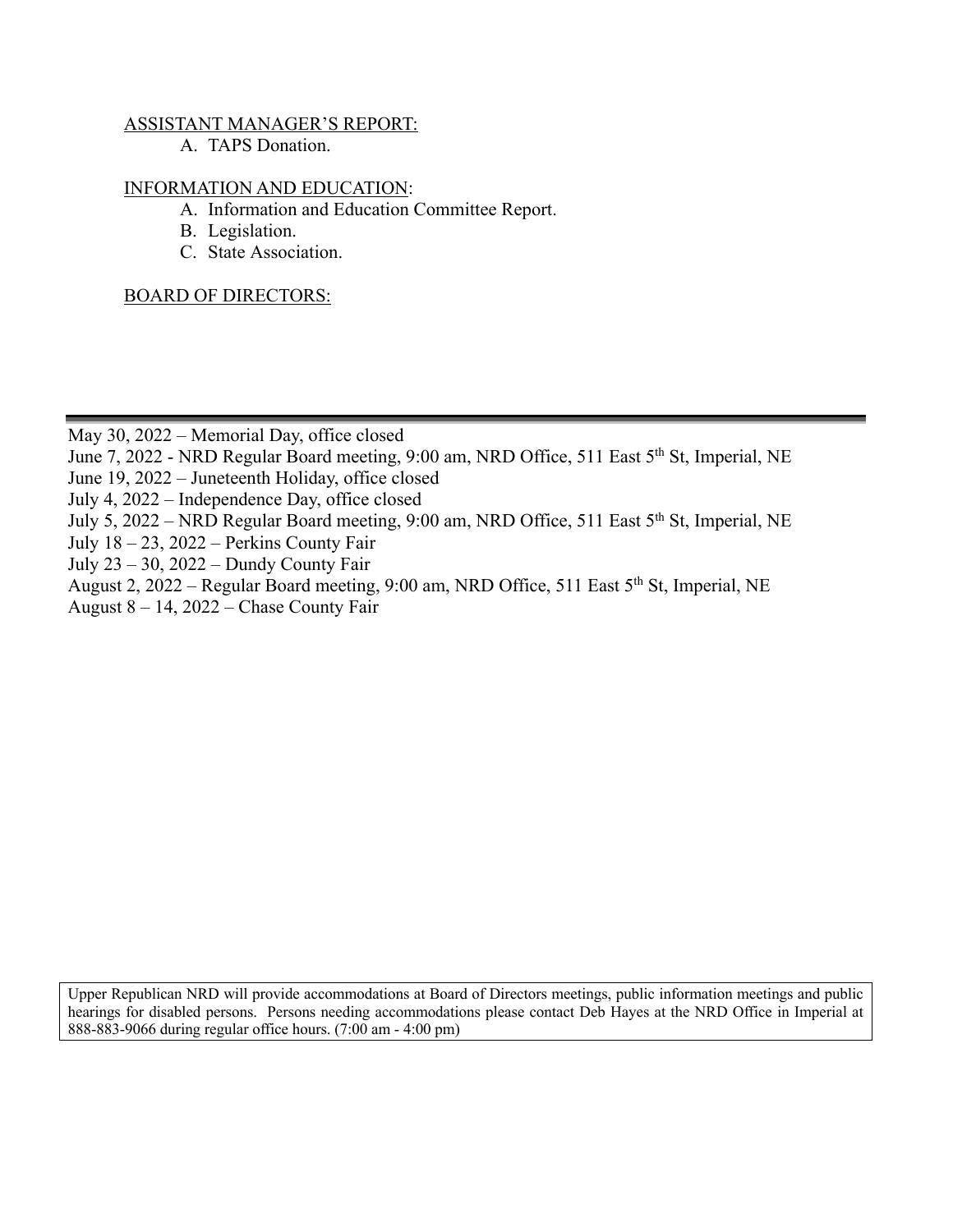ASSISTANT MANAGER'S REPORT:

A. TAPS Donation.

INFORMATION AND EDUCATION:

A. Information and Education Committee Report.
B. Legislation.
C. State Association.

BOARD OF DIRECTORS:

---

May 30, 2022 – Memorial Day, office closed
June 7, 2022 - NRD Regular Board meeting, 9:00 am, NRD Office, 511 East 5th St, Imperial, NE
June 19, 2022 – Juneteenth Holiday, office closed
July 4, 2022 – Independence Day, office closed
July 5, 2022 – NRD Regular Board meeting, 9:00 am, NRD Office, 511 East 5th St, Imperial, NE
July 18 – 23, 2022 – Perkins County Fair
July 23 – 30, 2022 – Dundy County Fair
August 2, 2022 – Regular Board meeting, 9:00 am, NRD Office, 511 East 5th St, Imperial, NE
August 8 – 14, 2022 – Chase County Fair

Upper Republican NRD will provide accommodations at Board of Directors meetings, public information meetings and public hearings for disabled persons. Persons needing accommodations please contact Deb Hayes at the NRD Office in Imperial at 888-883-9066 during regular office hours. (7:00 am - 4:00 pm)